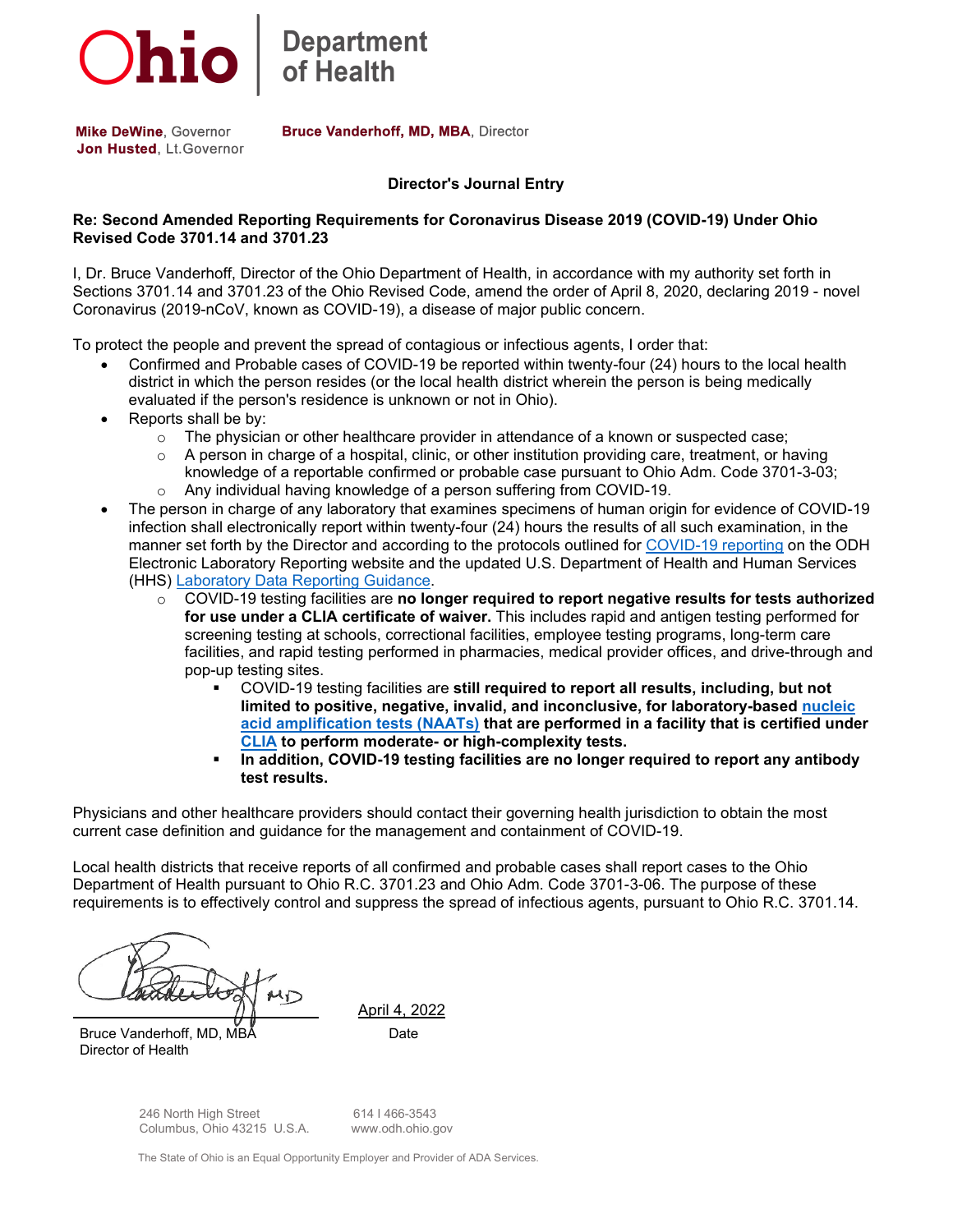Ohio Department of Health

**Mike DeWine**, Governor
**Jon Husted**, Lt.Governor

**Bruce Vanderhoff, MD, MBA**, Director

**Director's Journal Entry**

**Re: Second Amended Reporting Requirements for Coronavirus Disease 2019 (COVID-19) Under Ohio Revised Code 3701.14 and 3701.23**

I, Dr. Bruce Vanderhoff, Director of the Ohio Department of Health, in accordance with my authority set forth in Sections 3701.14 and 3701.23 of the Ohio Revised Code, amend the order of April 8, 2020, declaring 2019 - novel Coronavirus (2019-nCoV, known as COVID-19), a disease of major public concern.

To protect the people and prevent the spread of contagious or infectious agents, I order that:

- Confirmed and Probable cases of COVID-19 be reported within twenty-four (24) hours to the local health district in which the person resides (or the local health district wherein the person is being medically evaluated if the person's residence is unknown or not in Ohio).
- Reports shall be by:
  - The physician or other healthcare provider in attendance of a known or suspected case;
  - A person in charge of a hospital, clinic, or other institution providing care, treatment, or having knowledge of a reportable confirmed or probable case pursuant to Ohio Adm. Code 3701-3-03;
  - Any individual having knowledge of a person suffering from COVID-19.
- The person in charge of any laboratory that examines specimens of human origin for evidence of COVID-19 infection shall electronically report within twenty-four (24) hours the results of all such examination, in the manner set forth by the Director and according to the protocols outlined for COVID-19 reporting on the ODH Electronic Laboratory Reporting website and the updated U.S. Department of Health and Human Services (HHS) Laboratory Data Reporting Guidance.
  - COVID-19 testing facilities are **no longer required to report negative results for tests authorized for use under a CLIA certificate of waiver.** This includes rapid and antigen testing performed for screening testing at schools, correctional facilities, employee testing programs, long-term care facilities, and rapid testing performed in pharmacies, medical provider offices, and drive-through and pop-up testing sites.
    - COVID-19 testing facilities are **still required to report all results, including, but not limited to positive, negative, invalid, and inconclusive, for laboratory-based nucleic acid amplification tests (NAATs) that are performed in a facility that is certified under CLIA to perform moderate- or high-complexity tests.**
    - **In addition, COVID-19 testing facilities are no longer required to report any antibody test results.**

Physicians and other healthcare providers should contact their governing health jurisdiction to obtain the most current case definition and guidance for the management and containment of COVID-19.

Local health districts that receive reports of all confirmed and probable cases shall report cases to the Ohio Department of Health pursuant to Ohio R.C. 3701.23 and Ohio Adm. Code 3701-3-06. The purpose of these requirements is to effectively control and suppress the spread of infectious agents, pursuant to Ohio R.C. 3701.14.

Bruce Vanderhoff, MD, MBA
Director of Health

April 4, 2022
Date

246 North High Street
Columbus, Ohio 43215 U.S.A.

614 | 466-3543
www.odh.ohio.gov

The State of Ohio is an Equal Opportunity Employer and Provider of ADA Services.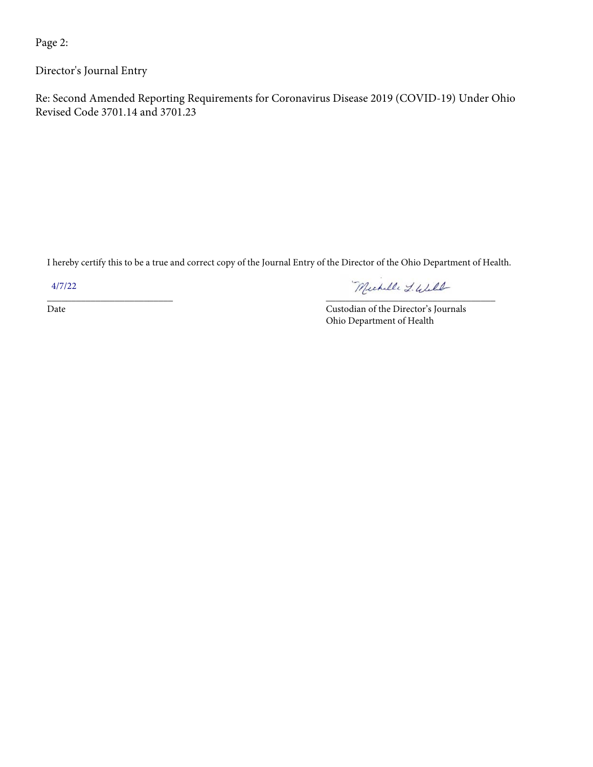Page 2:

Director's Journal Entry

Re: Second Amended Reporting Requirements for Coronavirus Disease 2019 (COVID-19) Under Ohio Revised Code 3701.14 and 3701.23

I hereby certify this to be a true and correct copy of the Journal Entry of the Director of the Ohio Department of Health.

4/7/22

Michelle L. Webb

Date

Custodian of the Director's Journals
Ohio Department of Health